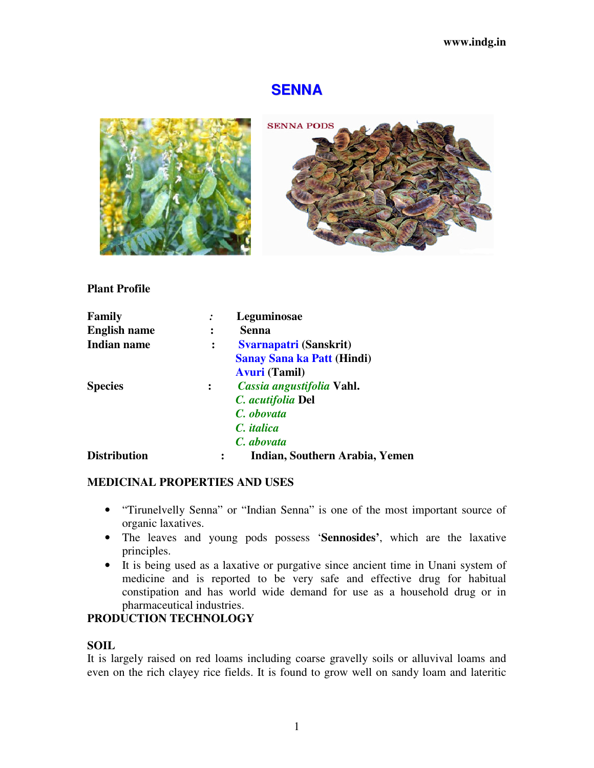# SENNA

## Plant Profile

| | | |
|---|---|---|
| **Family** | : | **Leguminosae** |
| **English name** | : | **Senna** |
| **Indian name** | : | **Svarnapatri (Sanskrit)** |
| | | **Sanay Sana ka Patt (Hindi)** |
| | | **Avuri (Tamil)** |
| **Species** | : | ***Cassia angustifolia*** **Vahl.** |
| | | ***C. acutifolia*** **Del** |
| | | ***C. obovata*** |
| | | ***C. italica*** |
| | | ***C. abovata*** |
| **Distribution** | : | **Indian, Southern Arabia, Yemen** |

## MEDICINAL PROPERTIES AND USES

- "Tirunelvelly Senna" or "Indian Senna" is one of the most important source of organic laxatives.
- The leaves and young pods possess '**Sennosides'**, which are the laxative principles.
- It is being used as a laxative or purgative since ancient time in Unani system of medicine and is reported to be very safe and effective drug for habitual constipation and has world wide demand for use as a household drug or in pharmaceutical industries.

## PRODUCTION TECHNOLOGY

### SOIL

It is largely raised on red loams including coarse gravelly soils or alluvival loams and even on the rich clayey rice fields. It is found to grow well on sandy loam and lateritic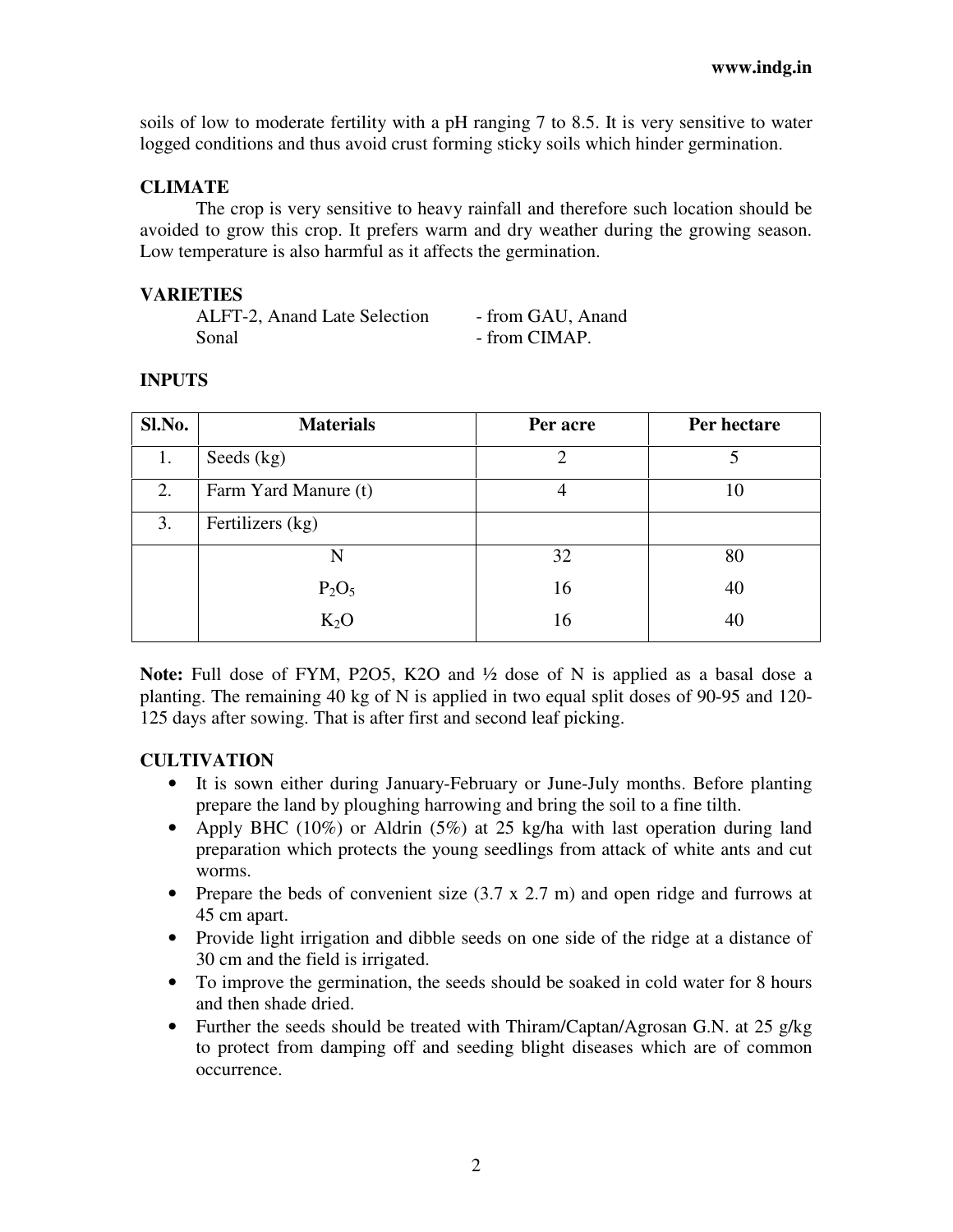soils of low to moderate fertility with a pH ranging 7 to 8.5. It is very sensitive to water logged conditions and thus avoid crust forming sticky soils which hinder germination.

### CLIMATE

The crop is very sensitive to heavy rainfall and therefore such location should be avoided to grow this crop. It prefers warm and dry weather during the growing season. Low temperature is also harmful as it affects the germination.

### VARIETIES

ALFT-2, Anand Late Selection - from GAU, Anand
Sonal - from CIMAP.

### INPUTS

| Sl.No. | Materials | Per acre | Per hectare |
|---|---|---|---|
| 1. | Seeds (kg) | 2 | 5 |
| 2. | Farm Yard Manure (t) | 4 | 10 |
| 3. | Fertilizers (kg) | | |
| | N | 32 | 80 |
| | $P_2O_5$ | 16 | 40 |
| | $K_2O$ | 16 | 40 |

**Note:** Full dose of FYM, P2O5, K2O and ½ dose of N is applied as a basal dose a planting. The remaining 40 kg of N is applied in two equal split doses of 90-95 and 120-125 days after sowing. That is after first and second leaf picking.

### CULTIVATION

- It is sown either during January-February or June-July months. Before planting prepare the land by ploughing harrowing and bring the soil to a fine tilth.
- Apply BHC (10%) or Aldrin (5%) at 25 kg/ha with last operation during land preparation which protects the young seedlings from attack of white ants and cut worms.
- Prepare the beds of convenient size (3.7 x 2.7 m) and open ridge and furrows at 45 cm apart.
- Provide light irrigation and dibble seeds on one side of the ridge at a distance of 30 cm and the field is irrigated.
- To improve the germination, the seeds should be soaked in cold water for 8 hours and then shade dried.
- Further the seeds should be treated with Thiram/Captan/Agrosan G.N. at 25 g/kg to protect from damping off and seeding blight diseases which are of common occurrence.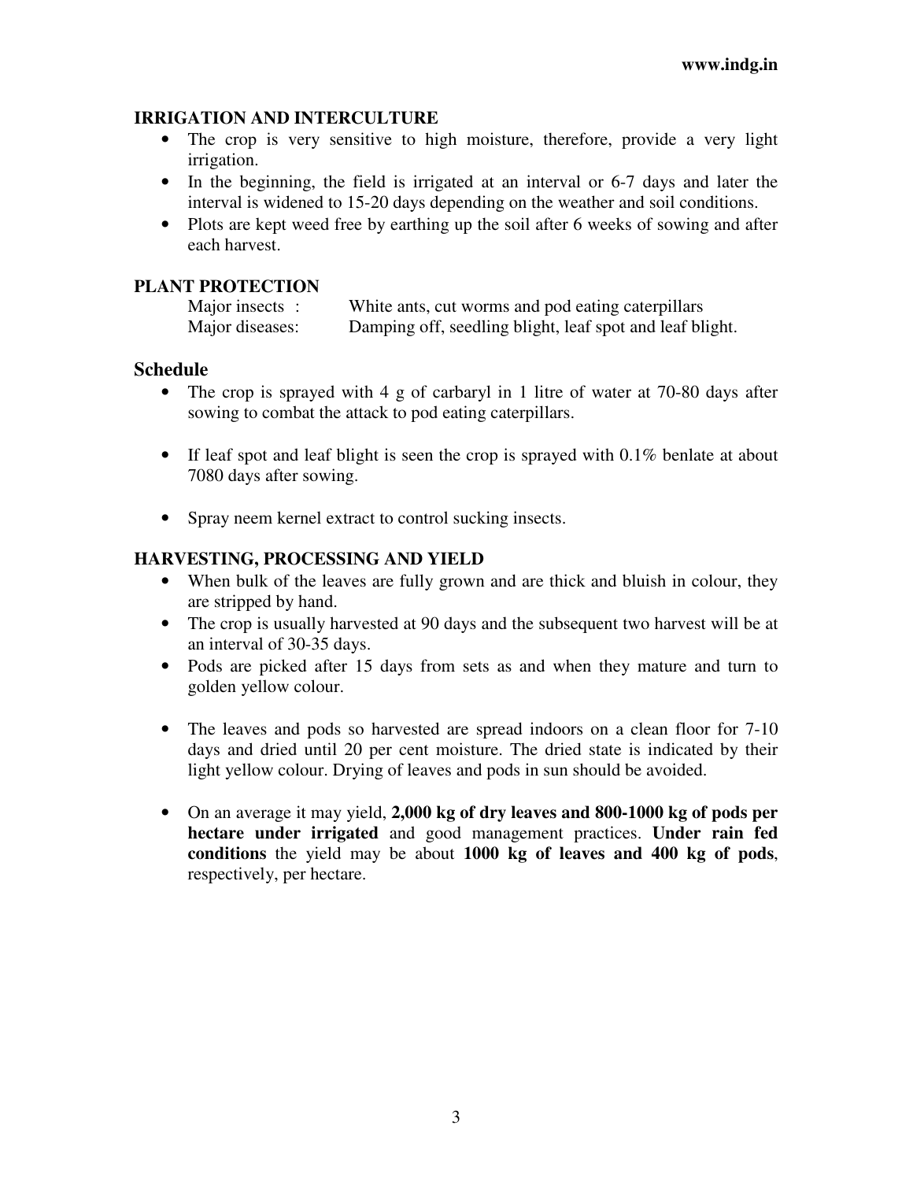## IRRIGATION AND INTERCULTURE

- The crop is very sensitive to high moisture, therefore, provide a very light irrigation.
- In the beginning, the field is irrigated at an interval or 6-7 days and later the interval is widened to 15-20 days depending on the weather and soil conditions.
- Plots are kept weed free by earthing up the soil after 6 weeks of sowing and after each harvest.

## PLANT PROTECTION

Major insects : White ants, cut worms and pod eating caterpillars
Major diseases: Damping off, seedling blight, leaf spot and leaf blight.

### Schedule

- The crop is sprayed with 4 g of carbaryl in 1 litre of water at 70-80 days after sowing to combat the attack to pod eating caterpillars.
- If leaf spot and leaf blight is seen the crop is sprayed with 0.1% benlate at about 7080 days after sowing.
- Spray neem kernel extract to control sucking insects.

## HARVESTING, PROCESSING AND YIELD

- When bulk of the leaves are fully grown and are thick and bluish in colour, they are stripped by hand.
- The crop is usually harvested at 90 days and the subsequent two harvest will be at an interval of 30-35 days.
- Pods are picked after 15 days from sets as and when they mature and turn to golden yellow colour.
- The leaves and pods so harvested are spread indoors on a clean floor for 7-10 days and dried until 20 per cent moisture. The dried state is indicated by their light yellow colour. Drying of leaves and pods in sun should be avoided.
- On an average it may yield, **2,000 kg of dry leaves and 800-1000 kg of pods per hectare under irrigated** and good management practices. **Under rain fed conditions** the yield may be about **1000 kg of leaves and 400 kg of pods**, respectively, per hectare.